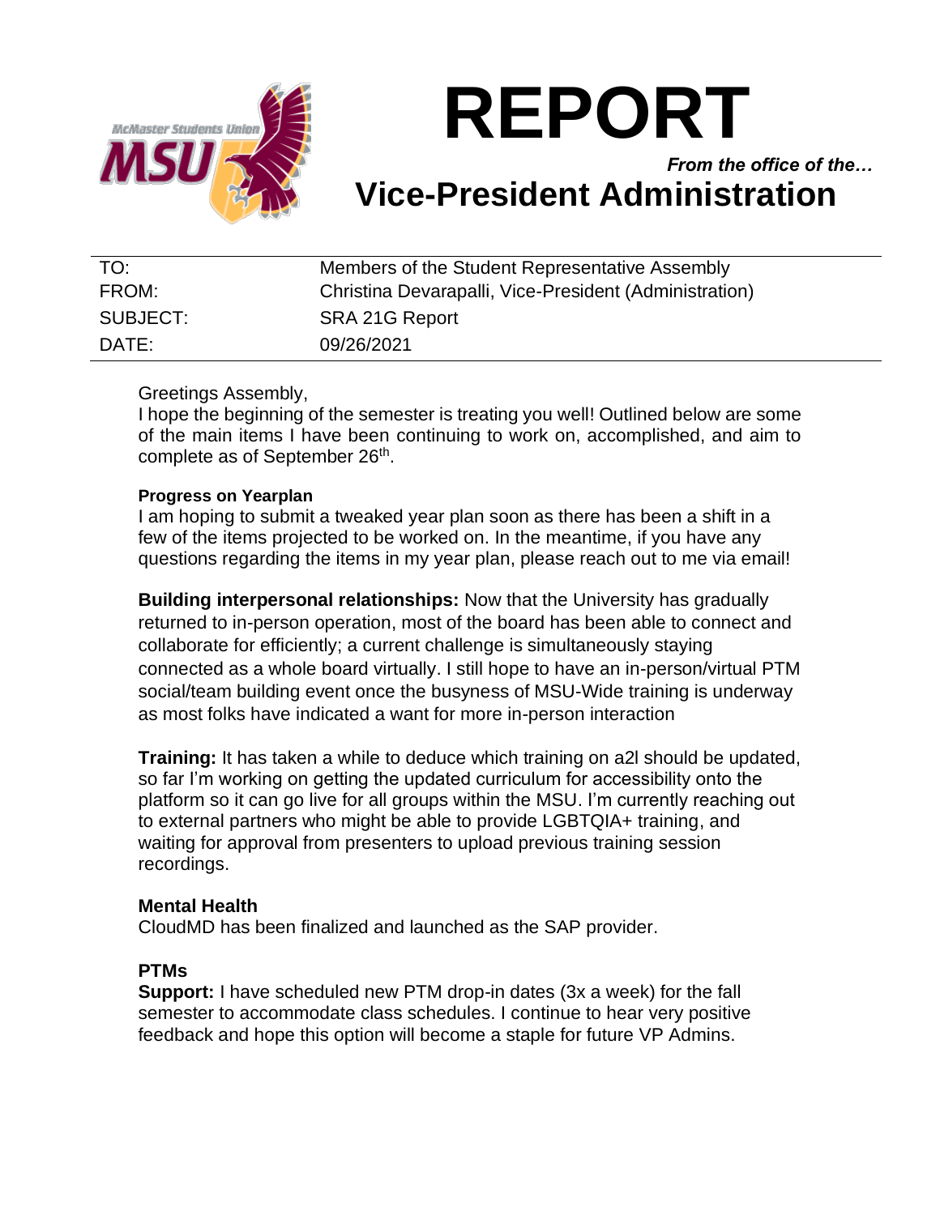# REPORT

*From the office of the…*

## Vice-President Administration

| | |
|---|---|
| TO: | Members of the Student Representative Assembly |
| FROM: | Christina Devarapalli, Vice-President (Administration) |
| SUBJECT: | SRA 21G Report |
| DATE: | 09/26/2021 |

Greetings Assembly,

I hope the beginning of the semester is treating you well! Outlined below are some of the main items I have been continuing to work on, accomplished, and aim to complete as of September 26th.

**Progress on Yearplan**

I am hoping to submit a tweaked year plan soon as there has been a shift in a few of the items projected to be worked on. In the meantime, if you have any questions regarding the items in my year plan, please reach out to me via email!

**Building interpersonal relationships:** Now that the University has gradually returned to in-person operation, most of the board has been able to connect and collaborate for efficiently; a current challenge is simultaneously staying connected as a whole board virtually. I still hope to have an in-person/virtual PTM social/team building event once the busyness of MSU-Wide training is underway as most folks have indicated a want for more in-person interaction

**Training:** It has taken a while to deduce which training on a2l should be updated, so far I'm working on getting the updated curriculum for accessibility onto the platform so it can go live for all groups within the MSU. I'm currently reaching out to external partners who might be able to provide LGBTQIA+ training, and waiting for approval from presenters to upload previous training session recordings.

### Mental Health

CloudMD has been finalized and launched as the SAP provider.

### PTMs

**Support:** I have scheduled new PTM drop-in dates (3x a week) for the fall semester to accommodate class schedules. I continue to hear very positive feedback and hope this option will become a staple for future VP Admins.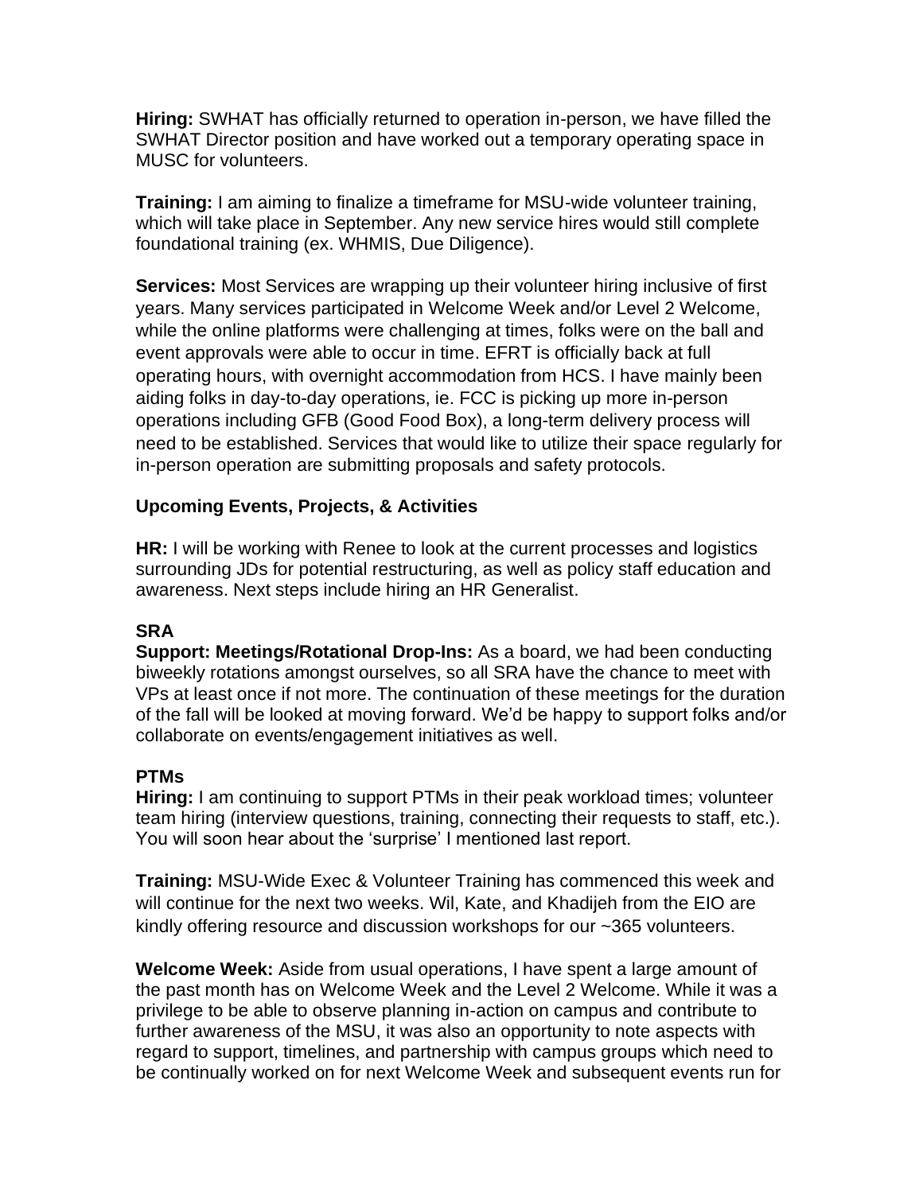**Hiring:** SWHAT has officially returned to operation in-person, we have filled the SWHAT Director position and have worked out a temporary operating space in MUSC for volunteers.

**Training:** I am aiming to finalize a timeframe for MSU-wide volunteer training, which will take place in September. Any new service hires would still complete foundational training (ex. WHMIS, Due Diligence).

**Services:** Most Services are wrapping up their volunteer hiring inclusive of first years. Many services participated in Welcome Week and/or Level 2 Welcome, while the online platforms were challenging at times, folks were on the ball and event approvals were able to occur in time. EFRT is officially back at full operating hours, with overnight accommodation from HCS. I have mainly been aiding folks in day-to-day operations, ie. FCC is picking up more in-person operations including GFB (Good Food Box), a long-term delivery process will need to be established. Services that would like to utilize their space regularly for in-person operation are submitting proposals and safety protocols.

### Upcoming Events, Projects, & Activities

**HR:** I will be working with Renee to look at the current processes and logistics surrounding JDs for potential restructuring, as well as policy staff education and awareness. Next steps include hiring an HR Generalist.

### SRA

**Support: Meetings/Rotational Drop-Ins:** As a board, we had been conducting biweekly rotations amongst ourselves, so all SRA have the chance to meet with VPs at least once if not more. The continuation of these meetings for the duration of the fall will be looked at moving forward. We'd be happy to support folks and/or collaborate on events/engagement initiatives as well.

### PTMs

**Hiring:** I am continuing to support PTMs in their peak workload times; volunteer team hiring (interview questions, training, connecting their requests to staff, etc.). You will soon hear about the 'surprise' I mentioned last report.

**Training:** MSU-Wide Exec & Volunteer Training has commenced this week and will continue for the next two weeks. Wil, Kate, and Khadijeh from the EIO are kindly offering resource and discussion workshops for our ~365 volunteers.

**Welcome Week:** Aside from usual operations, I have spent a large amount of the past month has on Welcome Week and the Level 2 Welcome. While it was a privilege to be able to observe planning in-action on campus and contribute to further awareness of the MSU, it was also an opportunity to note aspects with regard to support, timelines, and partnership with campus groups which need to be continually worked on for next Welcome Week and subsequent events run for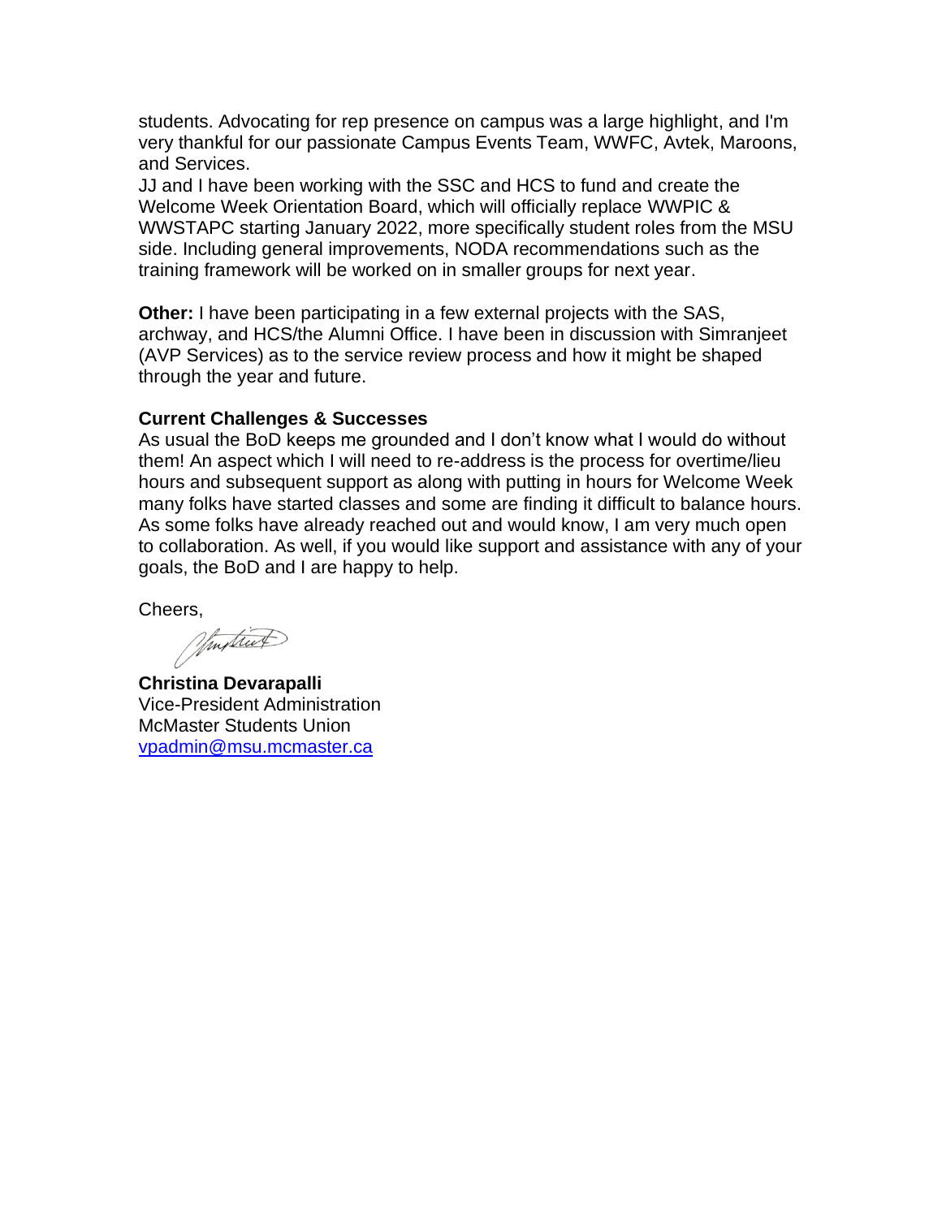students. Advocating for rep presence on campus was a large highlight, and I'm very thankful for our passionate Campus Events Team, WWFC, Avtek, Maroons, and Services.
JJ and I have been working with the SSC and HCS to fund and create the Welcome Week Orientation Board, which will officially replace WWPIC & WWSTAPC starting January 2022, more specifically student roles from the MSU side. Including general improvements, NODA recommendations such as the training framework will be worked on in smaller groups for next year.

**Other:** I have been participating in a few external projects with the SAS, archway, and HCS/the Alumni Office. I have been in discussion with Simranjeet (AVP Services) as to the service review process and how it might be shaped through the year and future.

**Current Challenges & Successes**
As usual the BoD keeps me grounded and I don't know what I would do without them! An aspect which I will need to re-address is the process for overtime/lieu hours and subsequent support as along with putting in hours for Welcome Week many folks have started classes and some are finding it difficult to balance hours. As some folks have already reached out and would know, I am very much open to collaboration. As well, if you would like support and assistance with any of your goals, the BoD and I are happy to help.

Cheers,

**Christina Devarapalli**
Vice-President Administration
McMaster Students Union
vpadmin@msu.mcmaster.ca